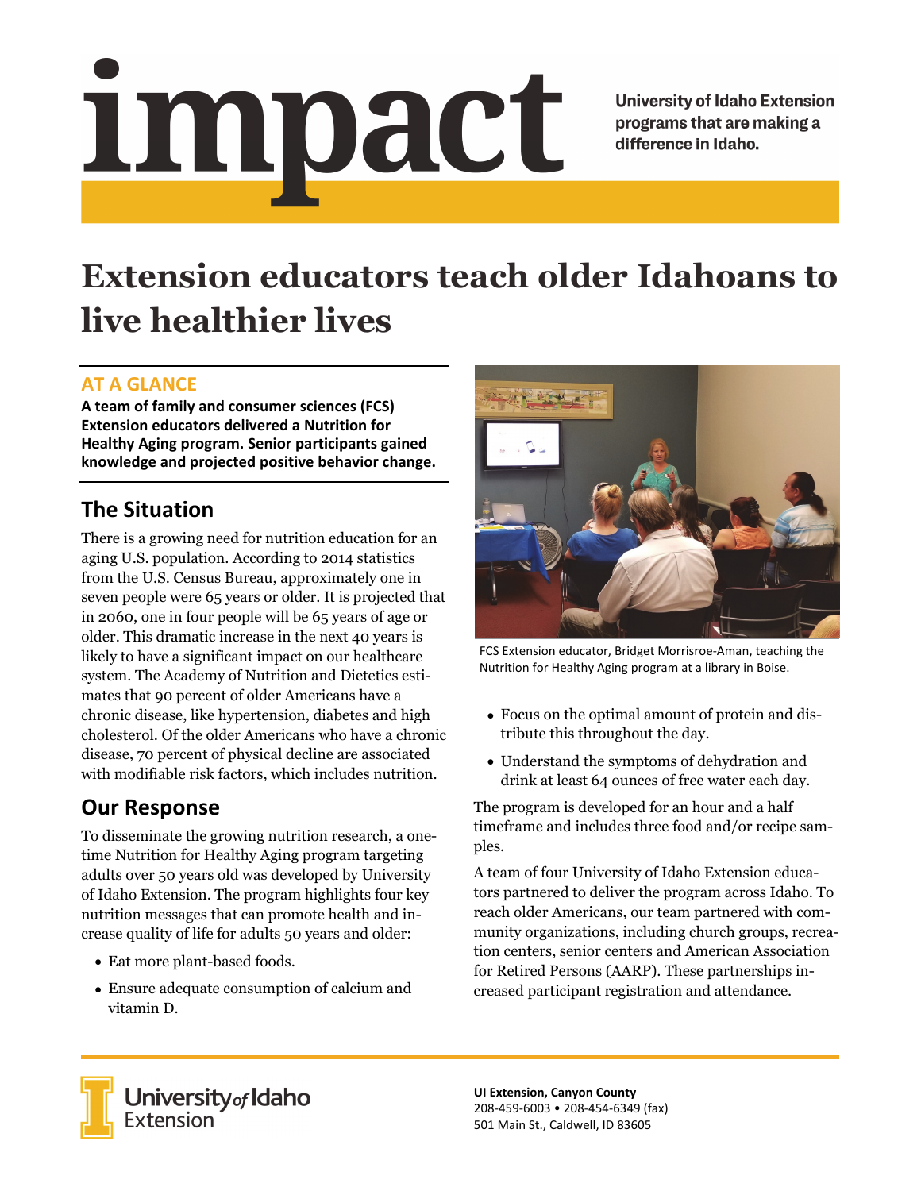# impact

University of Idaho Extension programs that are making a difference in Idaho.

# Extension educators teach older Idahoans to live healthier lives

## AT A GLANCE

**A team of family and consumer sciences (FCS) Extension educators delivered a Nutrition for Healthy Aging program. Senior participants gained knowledge and projected positive behavior change.**

## The Situation

There is a growing need for nutrition education for an aging U.S. population. According to 2014 statistics from the U.S. Census Bureau, approximately one in seven people were 65 years or older. It is projected that in 2060, one in four people will be 65 years of age or older. This dramatic increase in the next 40 years is likely to have a significant impact on our healthcare system. The Academy of Nutrition and Dietetics estimates that 90 percent of older Americans have a chronic disease, like hypertension, diabetes and high cholesterol. Of the older Americans who have a chronic disease, 70 percent of physical decline are associated with modifiable risk factors, which includes nutrition.

## Our Response

To disseminate the growing nutrition research, a one-time Nutrition for Healthy Aging program targeting adults over 50 years old was developed by University of Idaho Extension. The program highlights four key nutrition messages that can promote health and increase quality of life for adults 50 years and older:

- Eat more plant-based foods.
- Ensure adequate consumption of calcium and vitamin D.
- Focus on the optimal amount of protein and distribute this throughout the day.
- Understand the symptoms of dehydration and drink at least 64 ounces of free water each day.

FCS Extension educator, Bridget Morrisroe-Aman, teaching the Nutrition for Healthy Aging program at a library in Boise.

The program is developed for an hour and a half timeframe and includes three food and/or recipe samples.

A team of four University of Idaho Extension educators partnered to deliver the program across Idaho. To reach older Americans, our team partnered with community organizations, including church groups, recreation centers, senior centers and American Association for Retired Persons (AARP). These partnerships increased participant registration and attendance.

University of Idaho Extension

**UI Extension, Canyon County**
208-459-6003 • 208-454-6349 (fax)
501 Main St., Caldwell, ID 83605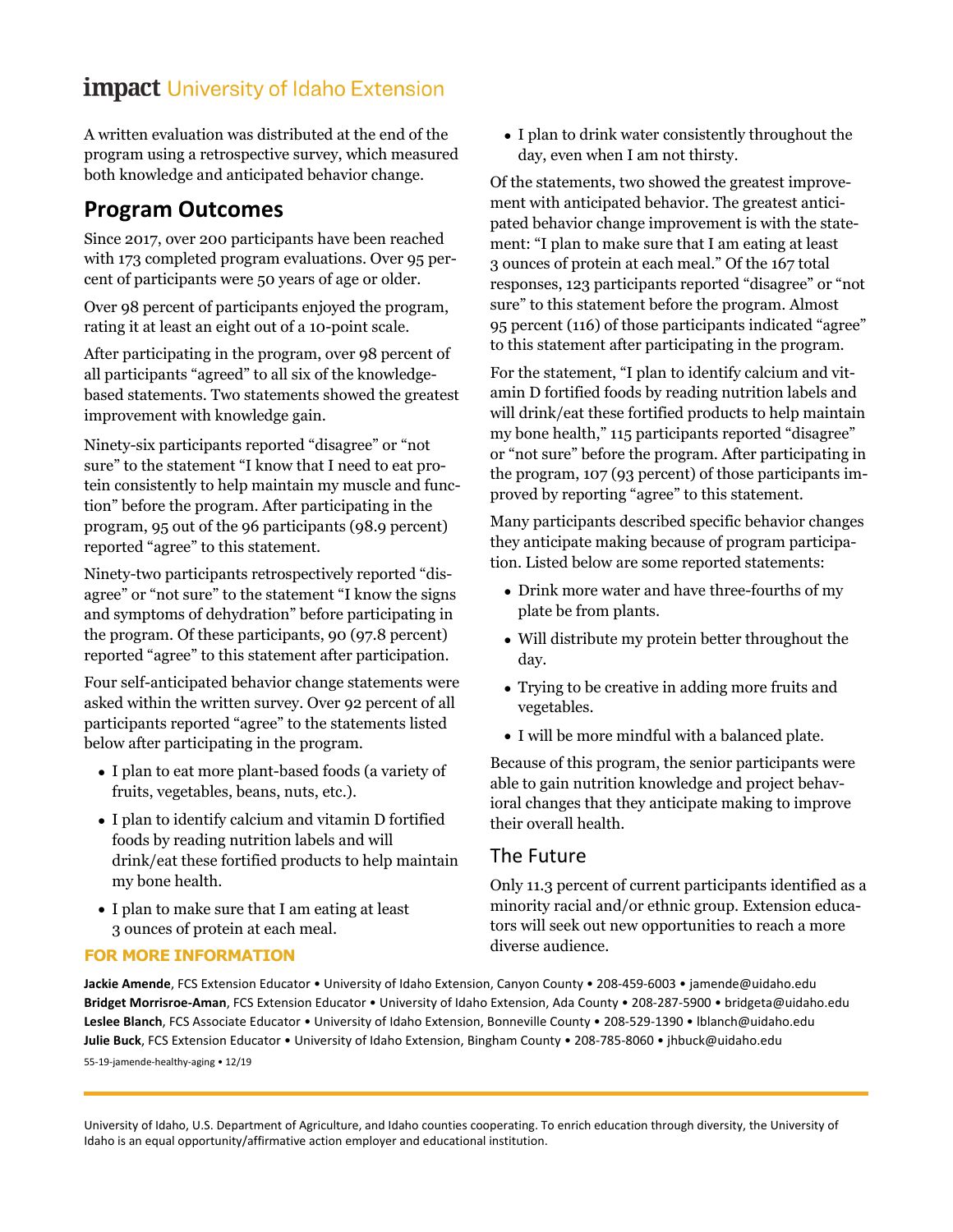A written evaluation was distributed at the end of the program using a retrospective survey, which measured both knowledge and anticipated behavior change.

## Program Outcomes

Since 2017, over 200 participants have been reached with 173 completed program evaluations. Over 95 percent of participants were 50 years of age or older.

Over 98 percent of participants enjoyed the program, rating it at least an eight out of a 10-point scale.

After participating in the program, over 98 percent of all participants "agreed" to all six of the knowledge-based statements. Two statements showed the greatest improvement with knowledge gain.

Ninety-six participants reported "disagree" or "not sure" to the statement "I know that I need to eat protein consistently to help maintain my muscle and function" before the program. After participating in the program, 95 out of the 96 participants (98.9 percent) reported "agree" to this statement.

Ninety-two participants retrospectively reported "disagree" or "not sure" to the statement "I know the signs and symptoms of dehydration" before participating in the program. Of these participants, 90 (97.8 percent) reported "agree" to this statement after participation.

Four self-anticipated behavior change statements were asked within the written survey. Over 92 percent of all participants reported "agree" to the statements listed below after participating in the program.

- I plan to eat more plant-based foods (a variety of fruits, vegetables, beans, nuts, etc.).
- I plan to identify calcium and vitamin D fortified foods by reading nutrition labels and will drink/eat these fortified products to help maintain my bone health.
- I plan to make sure that I am eating at least 3 ounces of protein at each meal.
- I plan to drink water consistently throughout the day, even when I am not thirsty.

Of the statements, two showed the greatest improvement with anticipated behavior. The greatest anticipated behavior change improvement is with the statement: "I plan to make sure that I am eating at least 3 ounces of protein at each meal." Of the 167 total responses, 123 participants reported "disagree" or "not sure" to this statement before the program. Almost 95 percent (116) of those participants indicated "agree" to this statement after participating in the program.

For the statement, "I plan to identify calcium and vitamin D fortified foods by reading nutrition labels and will drink/eat these fortified products to help maintain my bone health," 115 participants reported "disagree" or "not sure" before the program. After participating in the program, 107 (93 percent) of those participants improved by reporting "agree" to this statement.

Many participants described specific behavior changes they anticipate making because of program participation. Listed below are some reported statements:

- Drink more water and have three-fourths of my plate be from plants.
- Will distribute my protein better throughout the day.
- Trying to be creative in adding more fruits and vegetables.
- I will be more mindful with a balanced plate.

Because of this program, the senior participants were able to gain nutrition knowledge and project behavioral changes that they anticipate making to improve their overall health.

### The Future

Only 11.3 percent of current participants identified as a minority racial and/or ethnic group. Extension educators will seek out new opportunities to reach a more diverse audience.

### FOR MORE INFORMATION

**Jackie Amende**, FCS Extension Educator • University of Idaho Extension, Canyon County • 208-459-6003 • jamende@uidaho.edu
**Bridget Morrisroe-Aman**, FCS Extension Educator • University of Idaho Extension, Ada County • 208-287-5900 • bridgeta@uidaho.edu
**Leslee Blanch**, FCS Associate Educator • University of Idaho Extension, Bonneville County • 208-529-1390 • lblanch@uidaho.edu
**Julie Buck**, FCS Extension Educator • University of Idaho Extension, Bingham County • 208-785-8060 • jhbuck@uidaho.edu

55-19-jamende-healthy-aging • 12/19

University of Idaho, U.S. Department of Agriculture, and Idaho counties cooperating. To enrich education through diversity, the University of Idaho is an equal opportunity/affirmative action employer and educational institution.